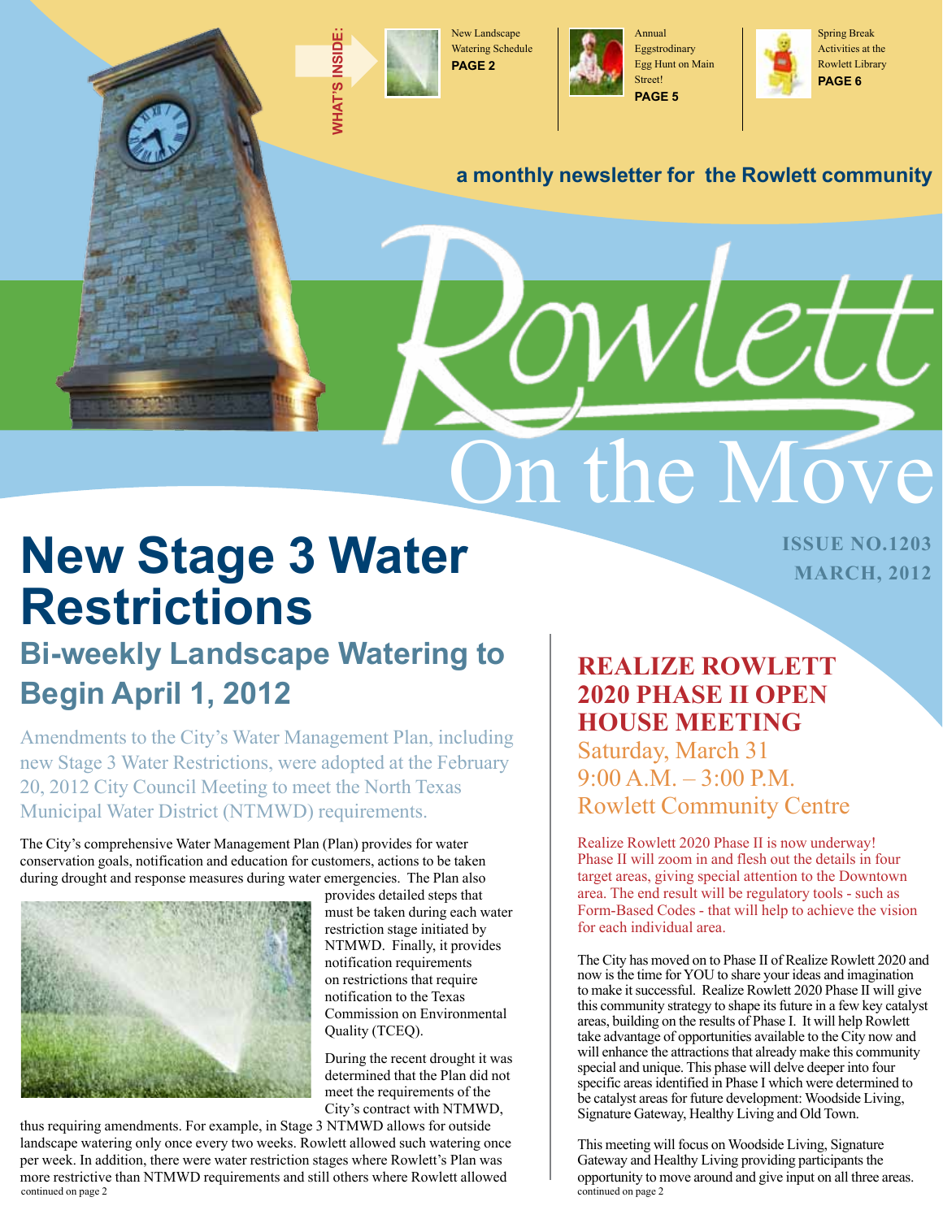WHAT'S INSIDE:

New Landscape Watering Schedule **PAGE 2**

Annual Eggstrodinary Egg Hunt on Main Street! **PAGE 5**

Spring Break Activities at the Rowlett Library **PAGE 6**

**a monthly newsletter for the Rowlett community**

# Rowlett On the Move

**ISSUE NO.1203**
**MARCH, 2012**

# New Stage 3 Water Restrictions

## Bi-weekly Landscape Watering to Begin April 1, 2012

Amendments to the City's Water Management Plan, including new Stage 3 Water Restrictions, were adopted at the February 20, 2012 City Council Meeting to meet the North Texas Municipal Water District (NTMWD) requirements.

The City's comprehensive Water Management Plan (Plan) provides for water conservation goals, notification and education for customers, actions to be taken during drought and response measures during water emergencies. The Plan also provides detailed steps that must be taken during each water restriction stage initiated by NTMWD. Finally, it provides notification requirements on restrictions that require notification to the Texas Commission on Environmental Quality (TCEQ).

During the recent drought it was determined that the Plan did not meet the requirements of the City's contract with NTMWD, thus requiring amendments. For example, in Stage 3 NTMWD allows for outside landscape watering only once every two weeks. Rowlett allowed such watering once per week. In addition, there were water restriction stages where Rowlett's Plan was more restrictive than NTMWD requirements and still others where Rowlett allowed

continued on page 2

## REALIZE ROWLETT 2020 PHASE II OPEN HOUSE MEETING

Saturday, March 31
9:00 A.M. – 3:00 P.M.
Rowlett Community Centre

Realize Rowlett 2020 Phase II is now underway! Phase II will zoom in and flesh out the details in four target areas, giving special attention to the Downtown area. The end result will be regulatory tools - such as Form-Based Codes - that will help to achieve the vision for each individual area.

The City has moved on to Phase II of Realize Rowlett 2020 and now is the time for YOU to share your ideas and imagination to make it successful. Realize Rowlett 2020 Phase II will give this community strategy to shape its future in a few key catalyst areas, building on the results of Phase I. It will help Rowlett take advantage of opportunities available to the City now and will enhance the attractions that already make this community special and unique. This phase will delve deeper into four specific areas identified in Phase I which were determined to be catalyst areas for future development: Woodside Living, Signature Gateway, Healthy Living and Old Town.

This meeting will focus on Woodside Living, Signature Gateway and Healthy Living providing participants the opportunity to move around and give input on all three areas.

continued on page 2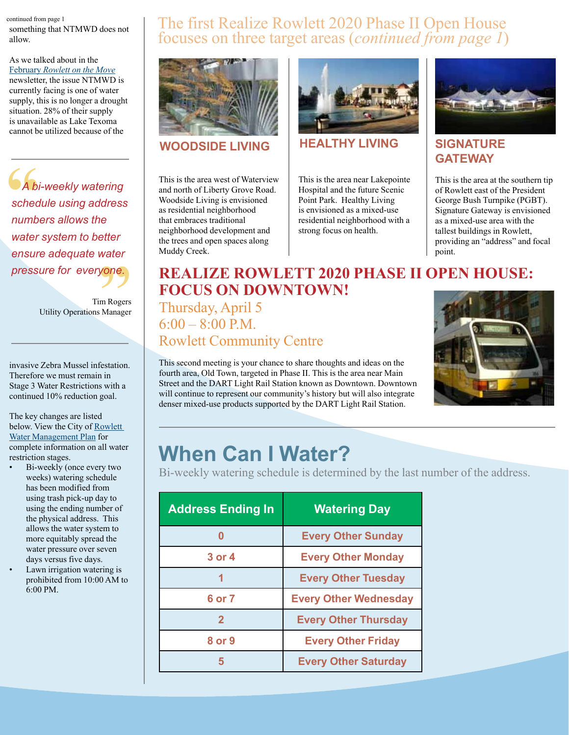continued from page 1

something that NTMWD does not allow.

As we talked about in the February *Rowlett on the Move* newsletter, the issue NTMWD is currently facing is one of water supply, this is no longer a drought situation. 28% of their supply is unavailable as Lake Texoma cannot be utilized because of the invasive Zebra Mussel infestation. Therefore we must remain in Stage 3 Water Restrictions with a continued 10% reduction goal.

> *"A bi-weekly watering schedule using address numbers allows the water system to better ensure adequate water pressure for everyone."*
>
> Tim Rogers
> Utility Operations Manager

The key changes are listed below. View the City of Rowlett Water Management Plan for complete information on all water restriction stages.

- Bi-weekly (once every two weeks) watering schedule has been modified from using trash pick-up day to using the ending number of the physical address. This allows the water system to more equitably spread the water pressure over seven days versus five days.
- Lawn irrigation watering is prohibited from 10:00 AM to 6:00 PM.

## The first Realize Rowlett 2020 Phase II Open House focuses on three target areas (*continued from page 1*)

### WOODSIDE LIVING

This is the area west of Waterview and north of Liberty Grove Road. Woodside Living is envisioned as residential neighborhood that embraces traditional neighborhood development and the trees and open spaces along Muddy Creek.

### HEALTHY LIVING

This is the area near Lakepointe Hospital and the future Scenic Point Park. Healthy Living is envisioned as a mixed-use residential neighborhood with a strong focus on health.

### SIGNATURE GATEWAY

This is the area at the southern tip of Rowlett east of the President George Bush Turnpike (PGBT). Signature Gateway is envisioned as a mixed-use area with the tallest buildings in Rowlett, providing an "address" and focal point.

## REALIZE ROWLETT 2020 PHASE II OPEN HOUSE: FOCUS ON DOWNTOWN!

Thursday, April 5
6:00 – 8:00 P.M.
Rowlett Community Centre

This second meeting is your chance to share thoughts and ideas on the fourth area, Old Town, targeted in Phase II. This is the area near Main Street and the DART Light Rail Station known as Downtown. Downtown will continue to represent our community's history but will also integrate denser mixed-use products supported by the DART Light Rail Station.

## When Can I Water?

Bi-weekly watering schedule is determined by the last number of the address.

| Address Ending In | Watering Day |
|---|---|
| 0 | Every Other Sunday |
| 3 or 4 | Every Other Monday |
| 1 | Every Other Tuesday |
| 6 or 7 | Every Other Wednesday |
| 2 | Every Other Thursday |
| 8 or 9 | Every Other Friday |
| 5 | Every Other Saturday |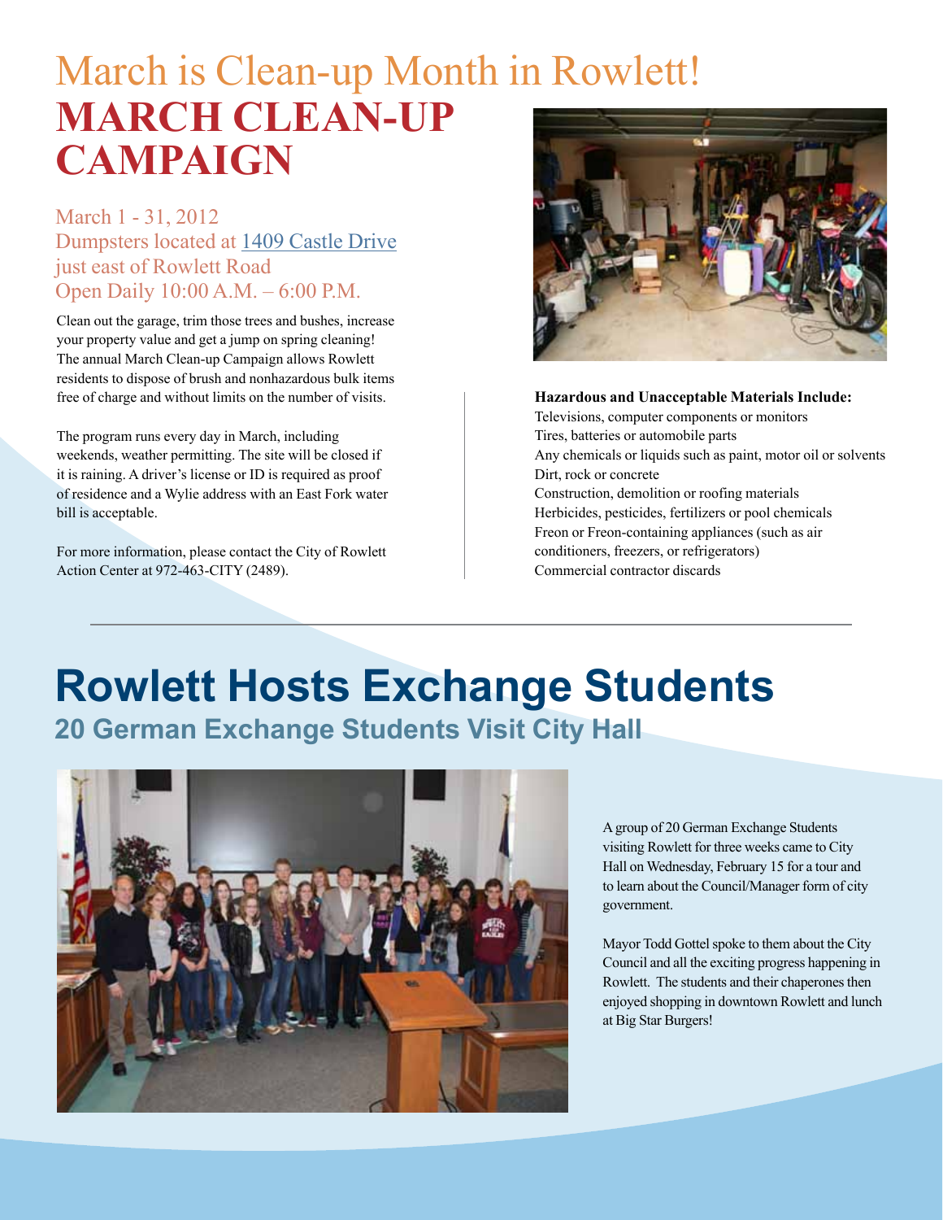# March is Clean-up Month in Rowlett!

## MARCH CLEAN-UP CAMPAIGN

March 1 - 31, 2012
Dumpsters located at 1409 Castle Drive just east of Rowlett Road
Open Daily 10:00 A.M. – 6:00 P.M.

Clean out the garage, trim those trees and bushes, increase your property value and get a jump on spring cleaning! The annual March Clean-up Campaign allows Rowlett residents to dispose of brush and nonhazardous bulk items free of charge and without limits on the number of visits.

The program runs every day in March, including weekends, weather permitting. The site will be closed if it is raining. A driver's license or ID is required as proof of residence and a Wylie address with an East Fork water bill is acceptable.

For more information, please contact the City of Rowlett Action Center at 972-463-CITY (2489).

**Hazardous and Unacceptable Materials Include:**

Televisions, computer components or monitors
Tires, batteries or automobile parts
Any chemicals or liquids such as paint, motor oil or solvents
Dirt, rock or concrete
Construction, demolition or roofing materials
Herbicides, pesticides, fertilizers or pool chemicals
Freon or Freon-containing appliances (such as air conditioners, freezers, or refrigerators)
Commercial contractor discards

---

# Rowlett Hosts Exchange Students

## 20 German Exchange Students Visit City Hall

A group of 20 German Exchange Students visiting Rowlett for three weeks came to City Hall on Wednesday, February 15 for a tour and to learn about the Council/Manager form of city government.

Mayor Todd Gottel spoke to them about the City Council and all the exciting progress happening in Rowlett. The students and their chaperones then enjoyed shopping in downtown Rowlett and lunch at Big Star Burgers!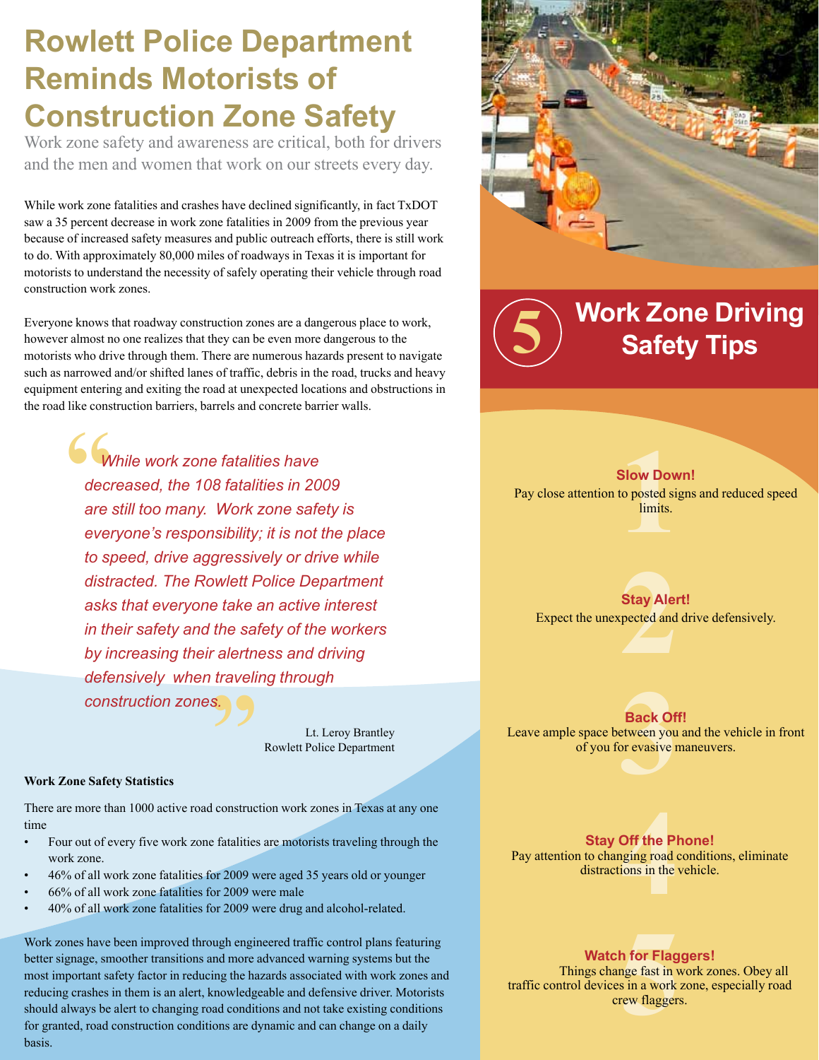# Rowlett Police Department Reminds Motorists of Construction Zone Safety

Work zone safety and awareness are critical, both for drivers and the men and women that work on our streets every day.

While work zone fatalities and crashes have declined significantly, in fact TxDOT saw a 35 percent decrease in work zone fatalities in 2009 from the previous year because of increased safety measures and public outreach efforts, there is still work to do. With approximately 80,000 miles of roadways in Texas it is important for motorists to understand the necessity of safely operating their vehicle through road construction work zones.

Everyone knows that roadway construction zones are a dangerous place to work, however almost no one realizes that they can be even more dangerous to the motorists who drive through them. There are numerous hazards present to navigate such as narrowed and/or shifted lanes of traffic, debris in the road, trucks and heavy equipment entering and exiting the road at unexpected locations and obstructions in the road like construction barriers, barrels and concrete barrier walls.

> *"While work zone fatalities have decreased, the 108 fatalities in 2009 are still too many. Work zone safety is everyone's responsibility; it is not the place to speed, drive aggressively or drive while distracted. The Rowlett Police Department asks that everyone take an active interest in their safety and the safety of the workers by increasing their alertness and driving defensively when traveling through construction zones."*
>
> Lt. Leroy Brantley
> Rowlett Police Department

**Work Zone Safety Statistics**

There are more than 1000 active road construction work zones in Texas at any one time

- Four out of every five work zone fatalities are motorists traveling through the work zone.
- 46% of all work zone fatalities for 2009 were aged 35 years old or younger
- 66% of all work zone fatalities for 2009 were male
- 40% of all work zone fatalities for 2009 were drug and alcohol-related.

Work zones have been improved through engineered traffic control plans featuring better signage, smoother transitions and more advanced warning systems but the most important safety factor in reducing the hazards associated with work zones and reducing crashes in them is an alert, knowledgeable and defensive driver. Motorists should always be alert to changing road conditions and not take existing conditions for granted, road construction conditions are dynamic and can change on a daily basis.

## 5 Work Zone Driving Safety Tips

1. **Slow Down!**
   Pay close attention to posted signs and reduced speed limits.

2. **Stay Alert!**
   Expect the unexpected and drive defensively.

3. **Back Off!**
   Leave ample space between you and the vehicle in front of you for evasive maneuvers.

4. **Stay Off the Phone!**
   Pay attention to changing road conditions, eliminate distractions in the vehicle.

5. **Watch for Flaggers!**
   Things change fast in work zones. Obey all traffic control devices in a work zone, especially road crew flaggers.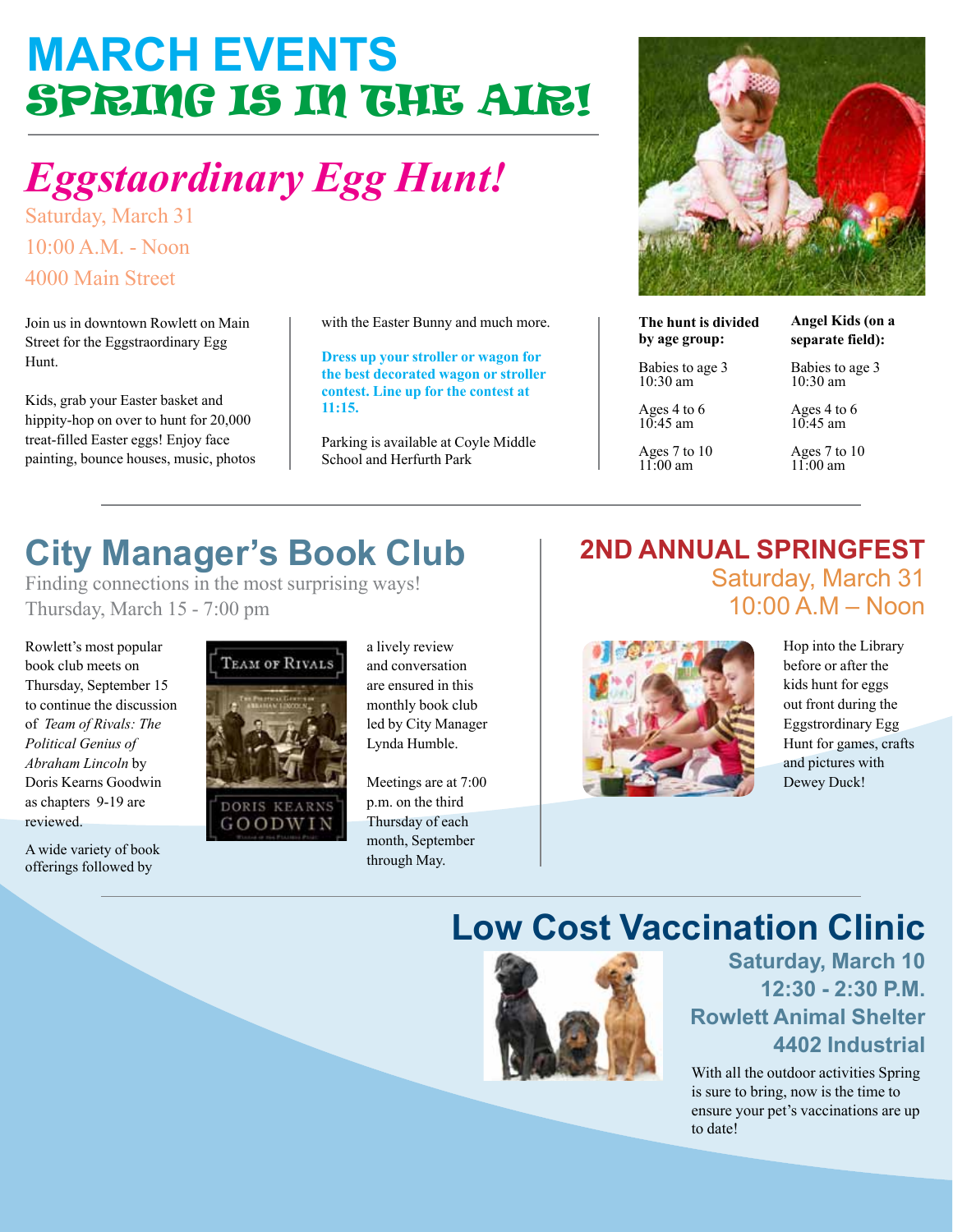# MARCH EVENTS

## SPRING IS IN THE AIR!

## *Eggstaordinary Egg Hunt!*

Saturday, March 31

10:00 A.M. - Noon

4000 Main Street

Join us in downtown Rowlett on Main Street for the Eggstraordinary Egg Hunt.

Kids, grab your Easter basket and hippity-hop on over to hunt for 20,000 treat-filled Easter eggs! Enjoy face painting, bounce houses, music, photos with the Easter Bunny and much more.

**Dress up your stroller or wagon for the best decorated wagon or stroller contest. Line up for the contest at 11:15.**

Parking is available at Coyle Middle School and Herfurth Park

| The hunt is divided by age group: | Angel Kids (on a separate field): |
|---|---|
| Babies to age 3<br>10:30 am | Babies to age 3<br>10:30 am |
| Ages 4 to 6<br>10:45 am | Ages 4 to 6<br>10:45 am |
| Ages 7 to 10<br>11:00 am | Ages 7 to 10<br>11:00 am |

## City Manager's Book Club

Finding connections in the most surprising ways!

Thursday, March 15 - 7:00 pm

Rowlett's most popular book club meets on Thursday, September 15 to continue the discussion of *Team of Rivals: The Political Genius of Abraham Lincoln* by Doris Kearns Goodwin as chapters 9-19 are reviewed.

A wide variety of book offerings followed by a lively review and conversation are ensured in this monthly book club led by City Manager Lynda Humble.

Meetings are at 7:00 p.m. on the third Thursday of each month, September through May.

## 2ND ANNUAL SPRINGFEST

Saturday, March 31

10:00 A.M – Noon

Hop into the Library before or after the kids hunt for eggs out front during the Eggstrordinary Egg Hunt for games, crafts and pictures with Dewey Duck!

## Low Cost Vaccination Clinic

**Saturday, March 10**

**12:30 - 2:30 P.M.**

**Rowlett Animal Shelter**

**4402 Industrial**

With all the outdoor activities Spring is sure to bring, now is the time to ensure your pet's vaccinations are up to date!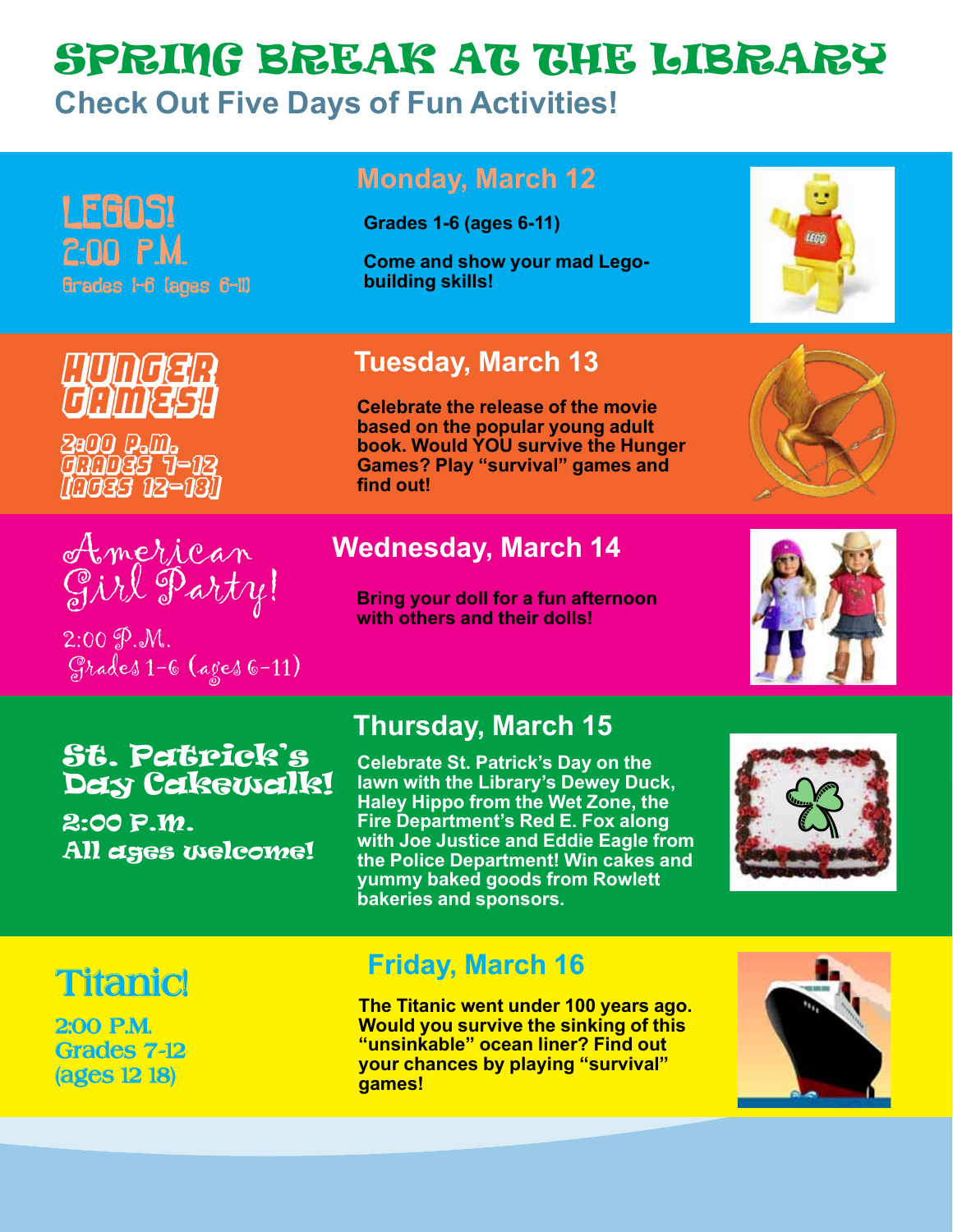# SPRING BREAK AT THE LIBRARY

## Check Out Five Days of Fun Activities!

### LEGOS!

2:00 P.M.

Grades 1-6 (ages 6-11)

**Monday, March 12**

**Grades 1-6 (ages 6-11)**

**Come and show your mad Lego-building skills!**

### HUNGER GAMES!

2:00 P.M.

GRADES 7-12

(AGES 12-18)

**Tuesday, March 13**

**Celebrate the release of the movie based on the popular young adult book. Would YOU survive the Hunger Games? Play "survival" games and find out!**

### American Girl Party!

2:00 P.M.

Grades 1-6 (ages 6-11)

**Wednesday, March 14**

**Bring your doll for a fun afternoon with others and their dolls!**

### St. Patrick's Day Cakewalk!

2:00 P.M.

All ages welcome!

**Thursday, March 15**

**Celebrate St. Patrick's Day on the lawn with the Library's Dewey Duck, Haley Hippo from the Wet Zone, the Fire Department's Red E. Fox along with Joe Justice and Eddie Eagle from the Police Department! Win cakes and yummy baked goods from Rowlett bakeries and sponsors.**

### Titanic!

2:00 P.M.

Grades 7-12

(ages 12 18)

**Friday, March 16**

**The Titanic went under 100 years ago. Would you survive the sinking of this "unsinkable" ocean liner? Find out your chances by playing "survival" games!**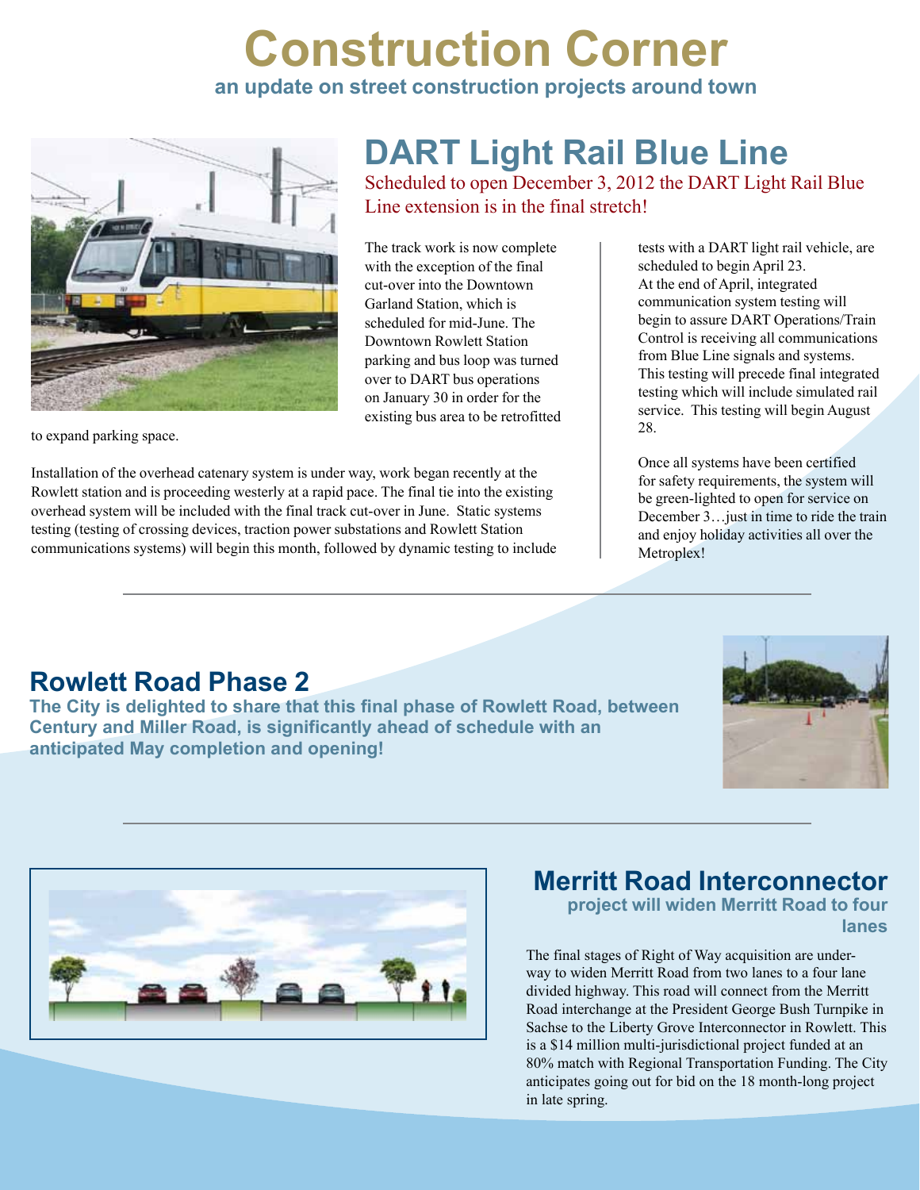# Construction Corner

**an update on street construction projects around town**

## DART Light Rail Blue Line

Scheduled to open December 3, 2012 the DART Light Rail Blue Line extension is in the final stretch!

The track work is now complete with the exception of the final cut-over into the Downtown Garland Station, which is scheduled for mid-June. The Downtown Rowlett Station parking and bus loop was turned over to DART bus operations on January 30 in order for the existing bus area to be retrofitted to expand parking space.

Installation of the overhead catenary system is under way, work began recently at the Rowlett station and is proceeding westerly at a rapid pace. The final tie into the existing overhead system will be included with the final track cut-over in June. Static systems testing (testing of crossing devices, traction power substations and Rowlett Station communications systems) will begin this month, followed by dynamic testing to include tests with a DART light rail vehicle, are scheduled to begin April 23. At the end of April, integrated communication system testing will begin to assure DART Operations/Train Control is receiving all communications from Blue Line signals and systems. This testing will precede final integrated testing which will include simulated rail service. This testing will begin August 28.

Once all systems have been certified for safety requirements, the system will be green-lighted to open for service on December 3…just in time to ride the train and enjoy holiday activities all over the Metroplex!

## Rowlett Road Phase 2

**The City is delighted to share that this final phase of Rowlett Road, between Century and Miller Road, is significantly ahead of schedule with an anticipated May completion and opening!**

## Merritt Road Interconnector

**project will widen Merritt Road to four lanes**

The final stages of Right of Way acquisition are underway to widen Merritt Road from two lanes to a four lane divided highway. This road will connect from the Merritt Road interchange at the President George Bush Turnpike in Sachse to the Liberty Grove Interconnector in Rowlett. This is a $14 million multi-jurisdictional project funded at an 80% match with Regional Transportation Funding. The City anticipates going out for bid on the 18 month-long project in late spring.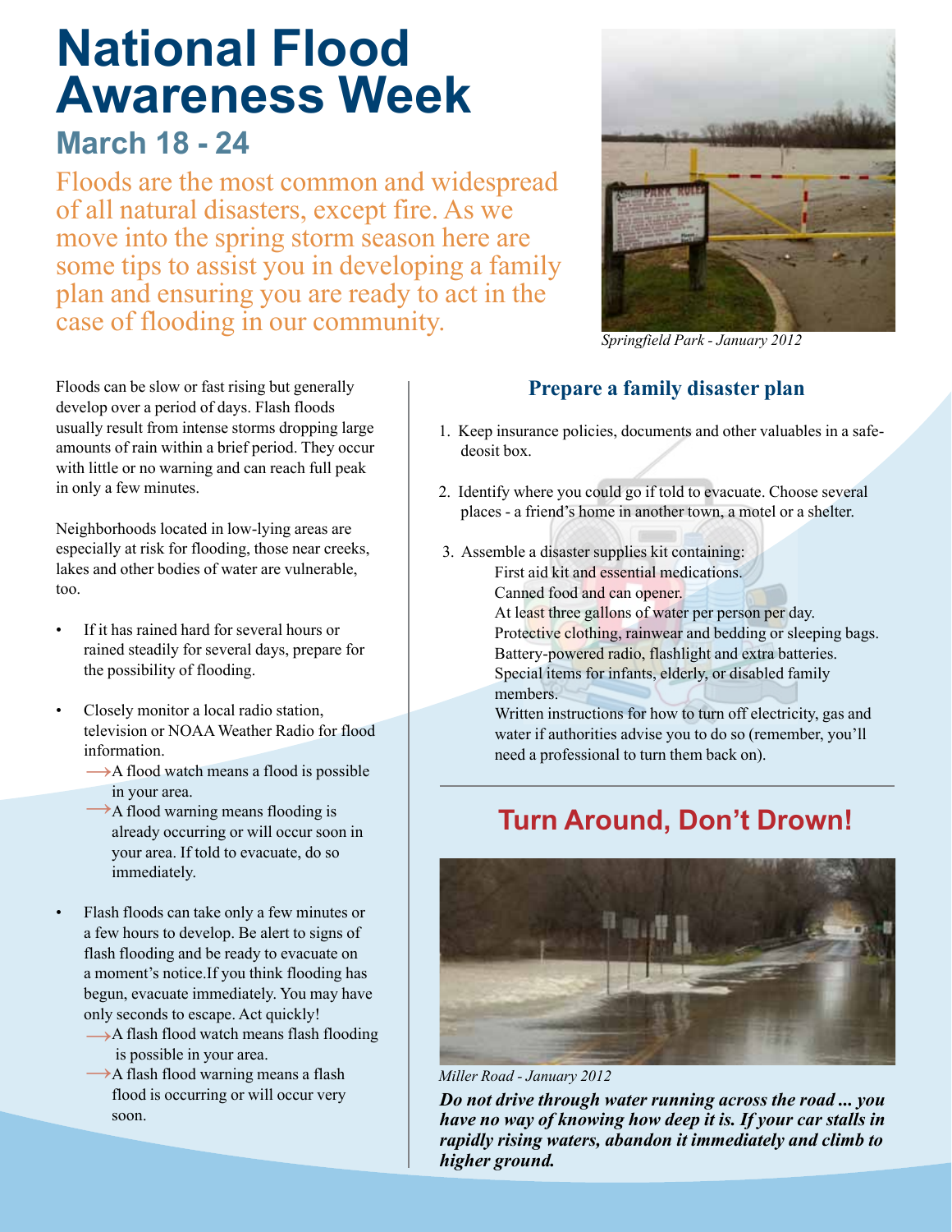# National Flood Awareness Week

## March 18 - 24

Floods are the most common and widespread of all natural disasters, except fire. As we move into the spring storm season here are some tips to assist you in developing a family plan and ensuring you are ready to act in the case of flooding in our community.

*Springfield Park - January 2012*

Floods can be slow or fast rising but generally develop over a period of days. Flash floods usually result from intense storms dropping large amounts of rain within a brief period. They occur with little or no warning and can reach full peak in only a few minutes.

Neighborhoods located in low-lying areas are especially at risk for flooding, those near creeks, lakes and other bodies of water are vulnerable, too.

- If it has rained hard for several hours or rained steadily for several days, prepare for the possibility of flooding.
- Closely monitor a local radio station, television or NOAA Weather Radio for flood information.
  - ⟶A flood watch means a flood is possible in your area.
  - ⟶A flood warning means flooding is already occurring or will occur soon in your area. If told to evacuate, do so immediately.
- Flash floods can take only a few minutes or a few hours to develop. Be alert to signs of flash flooding and be ready to evacuate on a moment's notice.If you think flooding has begun, evacuate immediately. You may have only seconds to escape. Act quickly!
  - ⟶A flash flood watch means flash flooding is possible in your area.
  - ⟶A flash flood warning means a flash flood is occurring or will occur very soon.

### Prepare a family disaster plan

1. Keep insurance policies, documents and other valuables in a safe-deosit box.
2. Identify where you could go if told to evacuate. Choose several places - a friend's home in another town, a motel or a shelter.
3. Assemble a disaster supplies kit containing:
   - First aid kit and essential medications.
   - Canned food and can opener.
   - At least three gallons of water per person per day.
   - Protective clothing, rainwear and bedding or sleeping bags.
   - Battery-powered radio, flashlight and extra batteries.
   - Special items for infants, elderly, or disabled family members.
   - Written instructions for how to turn off electricity, gas and water if authorities advise you to do so (remember, you'll need a professional to turn them back on).

## Turn Around, Don't Drown!

*Miller Road - January 2012*

***Do not drive through water running across the road ... you have no way of knowing how deep it is. If your car stalls in rapidly rising waters, abandon it immediately and climb to higher ground.***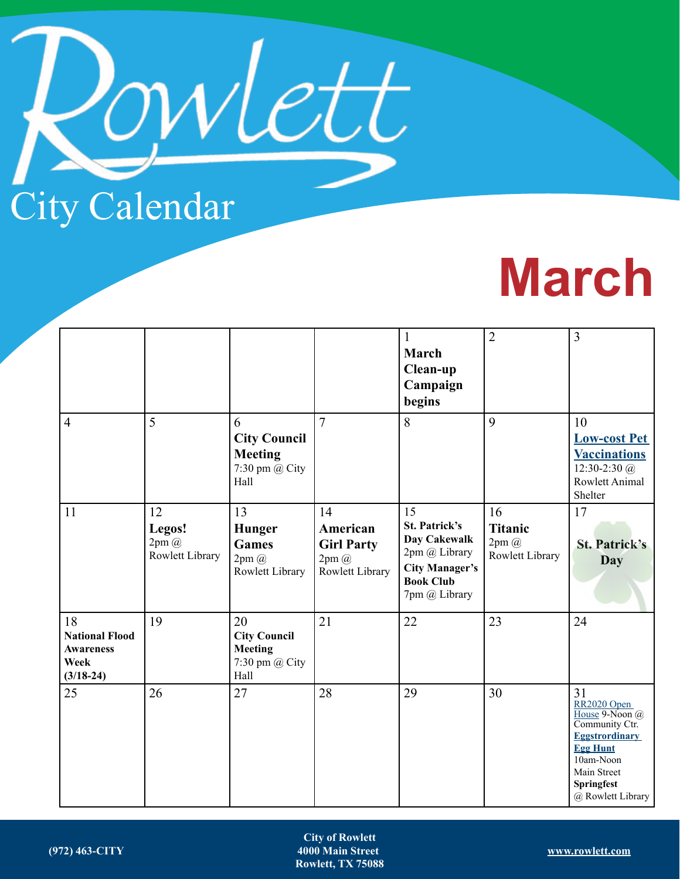# Rowlett City Calendar

# March

| | | | | | | |
|---|---|---|---|---|---|---|
| | | | | 1 **March Clean-up Campaign begins** | 2 | 3 |
| 4 | 5 | 6 **City Council Meeting** 7:30 pm @ City Hall | 7 | 8 | 9 | 10 **Low-cost Pet Vaccinations** 12:30-2:30 @ Rowlett Animal Shelter |
| 11 | 12 **Legos!** 2pm @ Rowlett Library | 13 **Hunger Games** 2pm @ Rowlett Library | 14 **American Girl Party** 2pm @ Rowlett Library | 15 **St. Patrick's Day Cakewalk** 2pm @ Library **City Manager's Book Club** 7pm @ Library | 16 **Titanic** 2pm @ Rowlett Library | 17 **St. Patrick's Day** |
| 18 **National Flood Awareness Week (3/18-24)** | 19 | 20 **City Council Meeting** 7:30 pm @ City Hall | 21 | 22 | 23 | 24 |
| 25 | 26 | 27 | 28 | 29 | 30 | 31 RR2020 Open House 9-Noon @ Community Ctr. **Eggstrordinary Egg Hunt** 10am-Noon Main Street **Springfest** @ Rowlett Library |

(972) 463-CITY

**City of Rowlett**
**4000 Main Street**
**Rowlett, TX 75088**

www.rowlett.com